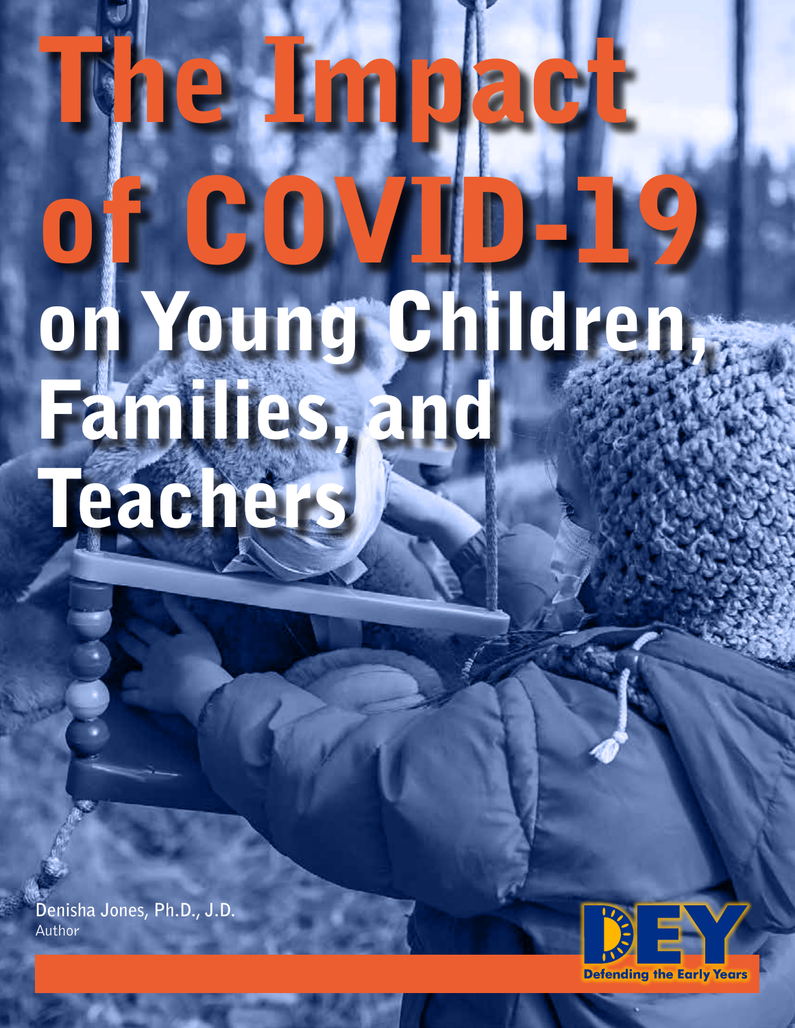# The Impact of COVID-19 on Young Children, Families, and Teachers

Denisha Jones, Ph.D., J.D.
Author

Defending the Early Years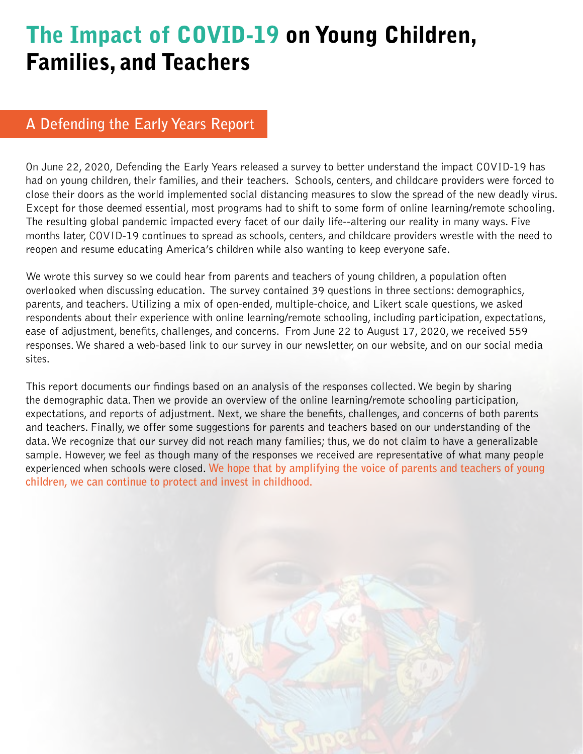# The Impact of COVID-19 on Young Children, Families, and Teachers

## A Defending the Early Years Report

On June 22, 2020, Defending the Early Years released a survey to better understand the impact COVID-19 has had on young children, their families, and their teachers. Schools, centers, and childcare providers were forced to close their doors as the world implemented social distancing measures to slow the spread of the new deadly virus. Except for those deemed essential, most programs had to shift to some form of online learning/remote schooling. The resulting global pandemic impacted every facet of our daily life--altering our reality in many ways. Five months later, COVID-19 continues to spread as schools, centers, and childcare providers wrestle with the need to reopen and resume educating America's children while also wanting to keep everyone safe.

We wrote this survey so we could hear from parents and teachers of young children, a population often overlooked when discussing education. The survey contained 39 questions in three sections: demographics, parents, and teachers. Utilizing a mix of open-ended, multiple-choice, and Likert scale questions, we asked respondents about their experience with online learning/remote schooling, including participation, expectations, ease of adjustment, benefits, challenges, and concerns. From June 22 to August 17, 2020, we received 559 responses. We shared a web-based link to our survey in our newsletter, on our website, and on our social media sites.

This report documents our findings based on an analysis of the responses collected. We begin by sharing the demographic data. Then we provide an overview of the online learning/remote schooling participation, expectations, and reports of adjustment. Next, we share the benefits, challenges, and concerns of both parents and teachers. Finally, we offer some suggestions for parents and teachers based on our understanding of the data. We recognize that our survey did not reach many families; thus, we do not claim to have a generalizable sample. However, we feel as though many of the responses we received are representative of what many people experienced when schools were closed. **We hope that by amplifying the voice of parents and teachers of young children, we can continue to protect and invest in childhood.**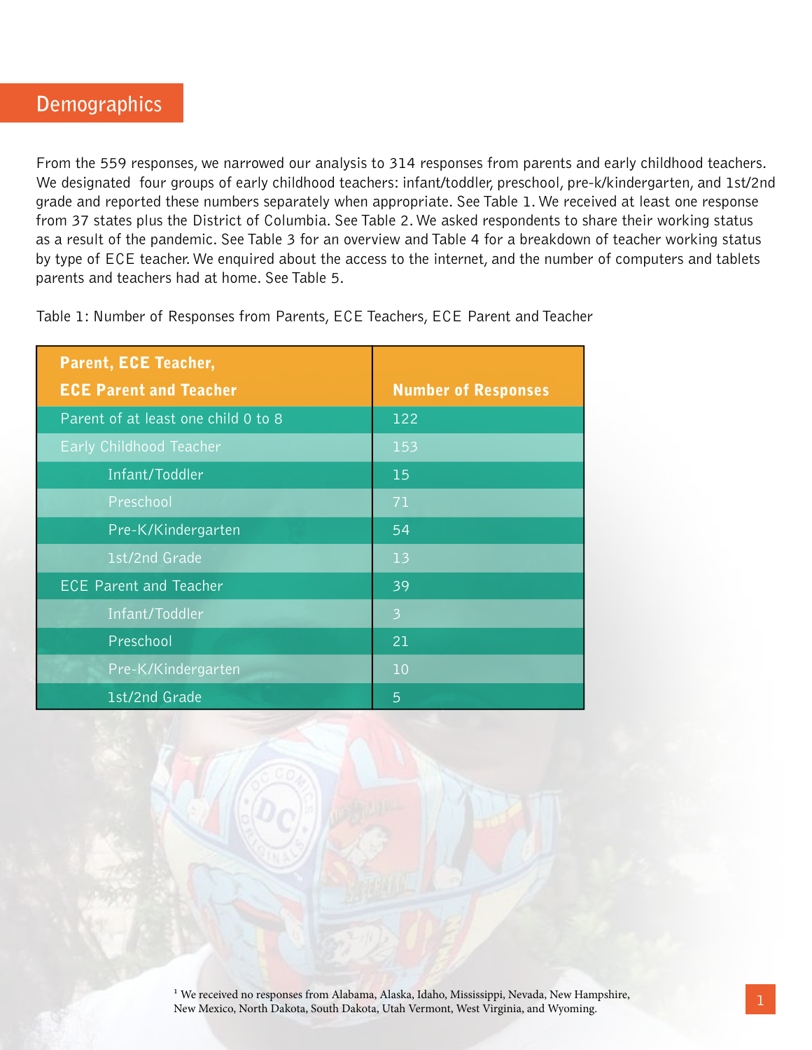## Demographics

From the 559 responses, we narrowed our analysis to 314 responses from parents and early childhood teachers. We designated four groups of early childhood teachers: infant/toddler, preschool, pre-k/kindergarten, and 1st/2nd grade and reported these numbers separately when appropriate. See Table 1. We received at least one response from 37 states plus the District of Columbia. See Table 2. We asked respondents to share their working status as a result of the pandemic. See Table 3 for an overview and Table 4 for a breakdown of teacher working status by type of ECE teacher. We enquired about the access to the internet, and the number of computers and tablets parents and teachers had at home. See Table 5.

Table 1: Number of Responses from Parents, ECE Teachers, ECE Parent and Teacher

| Parent, ECE Teacher, ECE Parent and Teacher | Number of Responses |
|---|---|
| Parent of at least one child 0 to 8 | 122 |
| Early Childhood Teacher | 153 |
| Infant/Toddler | 15 |
| Preschool | 71 |
| Pre-K/Kindergarten | 54 |
| 1st/2nd Grade | 13 |
| ECE Parent and Teacher | 39 |
| Infant/Toddler | 3 |
| Preschool | 21 |
| Pre-K/Kindergarten | 10 |
| 1st/2nd Grade | 5 |

[1] We received no responses from Alabama, Alaska, Idaho, Mississippi, Nevada, New Hampshire, New Mexico, North Dakota, South Dakota, Utah Vermont, West Virginia, and Wyoming.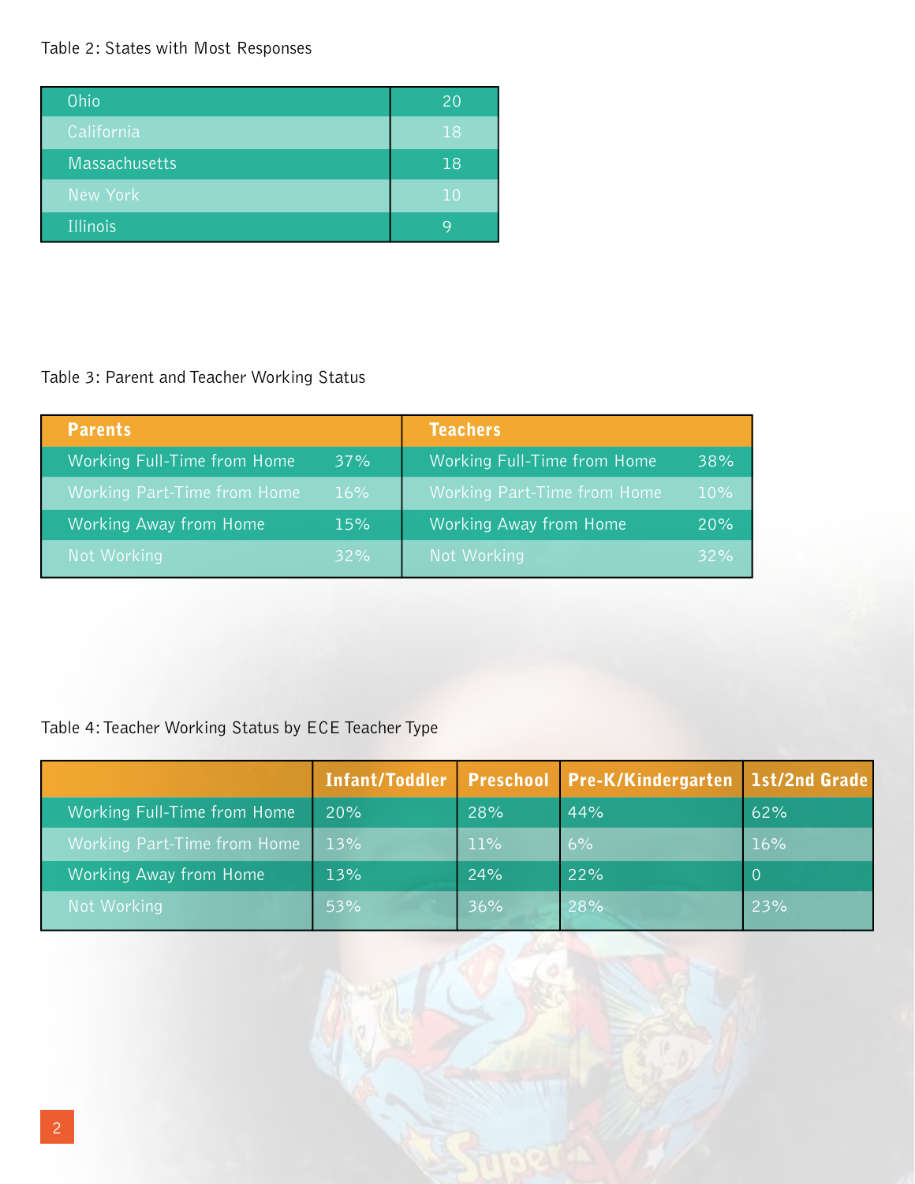Table 2: States with Most Responses

| State | Responses |
|---|---|
| Ohio | 20 |
| California | 18 |
| Massachusetts | 18 |
| New York | 10 |
| Illinois | 9 |

Table 3: Parent and Teacher Working Status

| Parents | | Teachers | |
|---|---|---|---|
| Working Full-Time from Home | 37% | Working Full-Time from Home | 38% |
| Working Part-Time from Home | 16% | Working Part-Time from Home | 10% |
| Working Away from Home | 15% | Working Away from Home | 20% |
| Not Working | 32% | Not Working | 32% |

Table 4: Teacher Working Status by ECE Teacher Type

| | Infant/Toddler | Preschool | Pre-K/Kindergarten | 1st/2nd Grade |
|---|---|---|---|---|
| Working Full-Time from Home | 20% | 28% | 44% | 62% |
| Working Part-Time from Home | 13% | 11% | 6% | 16% |
| Working Away from Home | 13% | 24% | 22% | 0 |
| Not Working | 53% | 36% | 28% | 23% |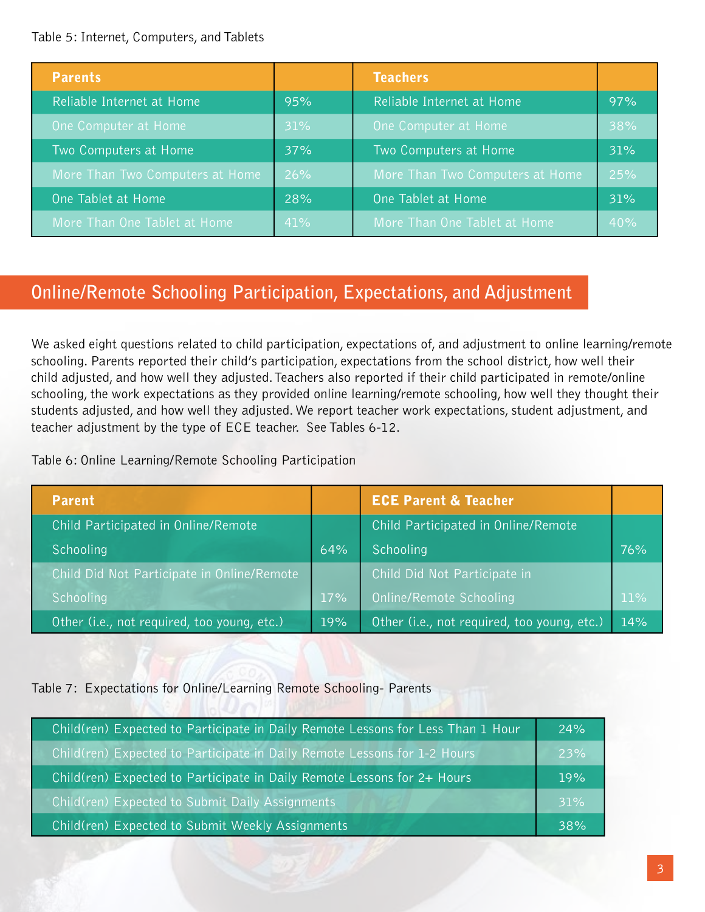Table 5: Internet, Computers, and Tablets

| Parents | | Teachers | |
|---|---|---|---|
| Reliable Internet at Home | 95% | Reliable Internet at Home | 97% |
| One Computer at Home | 31% | One Computer at Home | 38% |
| Two Computers at Home | 37% | Two Computers at Home | 31% |
| More Than Two Computers at Home | 26% | More Than Two Computers at Home | 25% |
| One Tablet at Home | 28% | One Tablet at Home | 31% |
| More Than One Tablet at Home | 41% | More Than One Tablet at Home | 40% |

## Online/Remote Schooling Participation, Expectations, and Adjustment

We asked eight questions related to child participation, expectations of, and adjustment to online learning/remote schooling. Parents reported their child's participation, expectations from the school district, how well their child adjusted, and how well they adjusted. Teachers also reported if their child participated in remote/online schooling, the work expectations as they provided online learning/remote schooling, how well they thought their students adjusted, and how well they adjusted. We report teacher work expectations, student adjustment, and teacher adjustment by the type of ECE teacher. See Tables 6-12.

Table 6: Online Learning/Remote Schooling Participation

| Parent | | ECE Parent & Teacher | |
|---|---|---|---|
| Child Participated in Online/Remote Schooling | 64% | Child Participated in Online/Remote Schooling | 76% |
| Child Did Not Participate in Online/Remote Schooling | 17% | Child Did Not Participate in Online/Remote Schooling | 11% |
| Other (i.e., not required, too young, etc.) | 19% | Other (i.e., not required, too young, etc.) | 14% |

Table 7: Expectations for Online/Learning Remote Schooling- Parents

| | |
|---|---|
| Child(ren) Expected to Participate in Daily Remote Lessons for Less Than 1 Hour | 24% |
| Child(ren) Expected to Participate in Daily Remote Lessons for 1-2 Hours | 23% |
| Child(ren) Expected to Participate in Daily Remote Lessons for 2+ Hours | 19% |
| Child(ren) Expected to Submit Daily Assignments | 31% |
| Child(ren) Expected to Submit Weekly Assignments | 38% |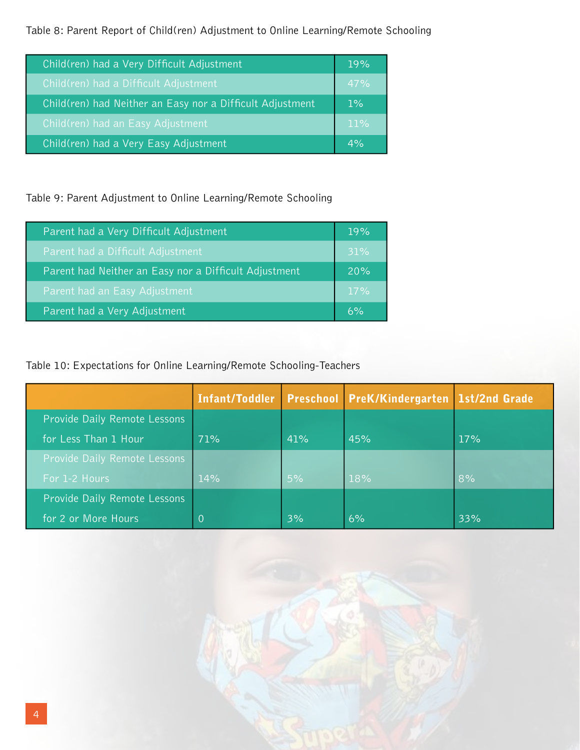Table 8: Parent Report of Child(ren) Adjustment to Online Learning/Remote Schooling

| | |
|---|---|
| Child(ren) had a Very Difficult Adjustment | 19% |
| Child(ren) had a Difficult Adjustment | 47% |
| Child(ren) had Neither an Easy nor a Difficult Adjustment | 1% |
| Child(ren) had an Easy Adjustment | 11% |
| Child(ren) had a Very Easy Adjustment | 4% |

Table 9: Parent Adjustment to Online Learning/Remote Schooling

| | |
|---|---|
| Parent had a Very Difficult Adjustment | 19% |
| Parent had a Difficult Adjustment | 31% |
| Parent had Neither an Easy nor a Difficult Adjustment | 20% |
| Parent had an Easy Adjustment | 17% |
| Parent had a Very Adjustment | 6% |

Table 10: Expectations for Online Learning/Remote Schooling-Teachers

| | Infant/Toddler | Preschool | PreK/Kindergarten | 1st/2nd Grade |
|---|---|---|---|---|
| Provide Daily Remote Lessons for Less Than 1 Hour | 71% | 41% | 45% | 17% |
| Provide Daily Remote Lessons For 1-2 Hours | 14% | 5% | 18% | 8% |
| Provide Daily Remote Lessons for 2 or More Hours | 0 | 3% | 6% | 33% |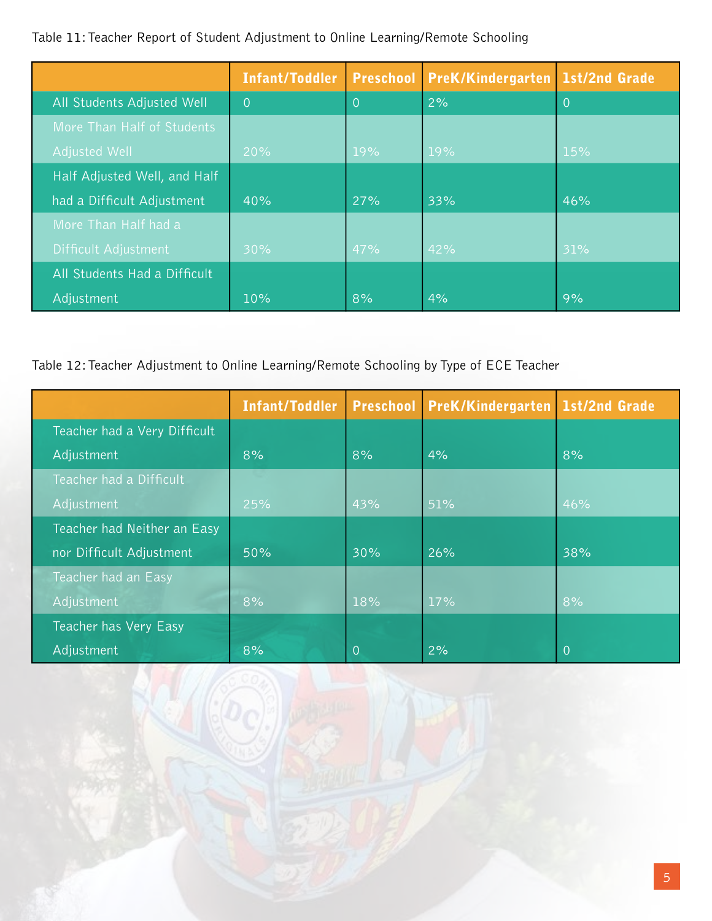Table 11: Teacher Report of Student Adjustment to Online Learning/Remote Schooling

| | Infant/Toddler | Preschool | PreK/Kindergarten | 1st/2nd Grade |
|---|---|---|---|---|
| All Students Adjusted Well | 0 | 0 | 2% | 0 |
| More Than Half of Students Adjusted Well | 20% | 19% | 19% | 15% |
| Half Adjusted Well, and Half had a Difficult Adjustment | 40% | 27% | 33% | 46% |
| More Than Half had a Difficult Adjustment | 30% | 47% | 42% | 31% |
| All Students Had a Difficult Adjustment | 10% | 8% | 4% | 9% |

Table 12: Teacher Adjustment to Online Learning/Remote Schooling by Type of ECE Teacher

| | Infant/Toddler | Preschool | PreK/Kindergarten | 1st/2nd Grade |
|---|---|---|---|---|
| Teacher had a Very Difficult Adjustment | 8% | 8% | 4% | 8% |
| Teacher had a Difficult Adjustment | 25% | 43% | 51% | 46% |
| Teacher had Neither an Easy nor Difficult Adjustment | 50% | 30% | 26% | 38% |
| Teacher had an Easy Adjustment | 8% | 18% | 17% | 8% |
| Teacher has Very Easy Adjustment | 8% | 0 | 2% | 0 |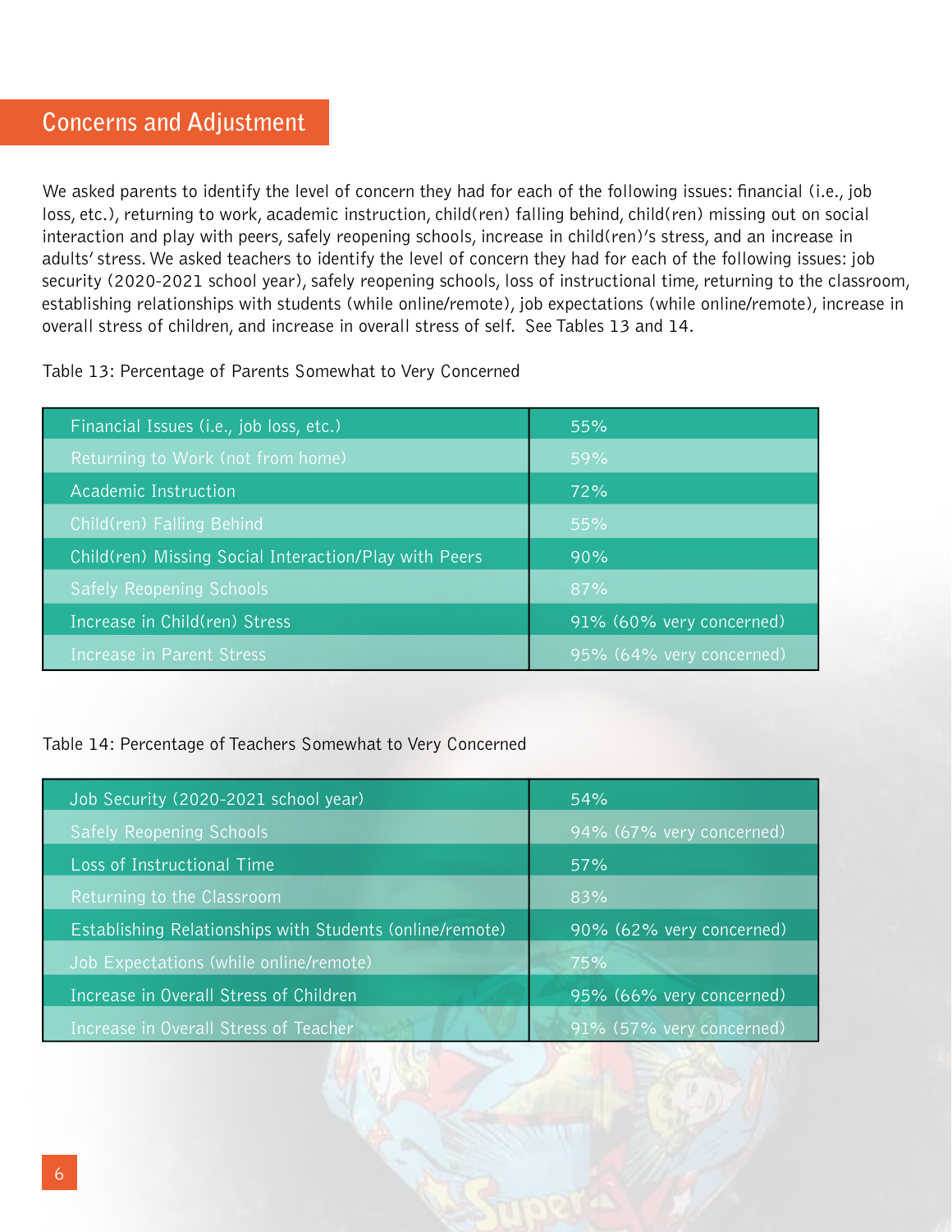## Concerns and Adjustment

We asked parents to identify the level of concern they had for each of the following issues: financial (i.e., job loss, etc.), returning to work, academic instruction, child(ren) falling behind, child(ren) missing out on social interaction and play with peers, safely reopening schools, increase in child(ren)'s stress, and an increase in adults' stress. We asked teachers to identify the level of concern they had for each of the following issues: job security (2020-2021 school year), safely reopening schools, loss of instructional time, returning to the classroom, establishing relationships with students (while online/remote), job expectations (while online/remote), increase in overall stress of children, and increase in overall stress of self. See Tables 13 and 14.

Table 13: Percentage of Parents Somewhat to Very Concerned

| Issue | Percentage |
|---|---|
| Financial Issues (i.e., job loss, etc.) | 55% |
| Returning to Work (not from home) | 59% |
| Academic Instruction | 72% |
| Child(ren) Falling Behind | 55% |
| Child(ren) Missing Social Interaction/Play with Peers | 90% |
| Safely Reopening Schools | 87% |
| Increase in Child(ren) Stress | 91% (60% very concerned) |
| Increase in Parent Stress | 95% (64% very concerned) |

Table 14: Percentage of Teachers Somewhat to Very Concerned

| Issue | Percentage |
|---|---|
| Job Security (2020-2021 school year) | 54% |
| Safely Reopening Schools | 94% (67% very concerned) |
| Loss of Instructional Time | 57% |
| Returning to the Classroom | 83% |
| Establishing Relationships with Students (online/remote) | 90% (62% very concerned) |
| Job Expectations (while online/remote) | 75% |
| Increase in Overall Stress of Children | 95% (66% very concerned) |
| Increase in Overall Stress of Teacher | 91% (57% very concerned) |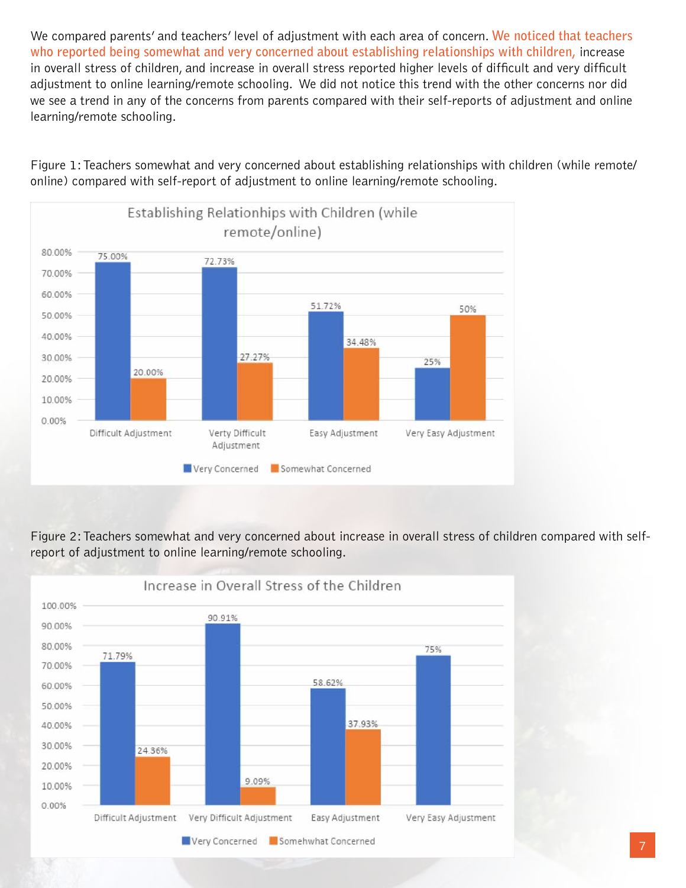We compared parents' and teachers' level of adjustment with each area of concern. We noticed that teachers who reported being somewhat and very concerned about establishing relationships with children, increase in overall stress of children, and increase in overall stress reported higher levels of difficult and very difficult adjustment to online learning/remote schooling. We did not notice this trend with the other concerns nor did we see a trend in any of the concerns from parents compared with their self-reports of adjustment and online learning/remote schooling.

Figure 1: Teachers somewhat and very concerned about establishing relationships with children (while remote/online) compared with self-report of adjustment to online learning/remote schooling.

**Establishing Relationhips with Children (while remote/online)**

| | Very Concerned | Somewhat Concerned |
|---|---|---|
| Difficult Adjustment | 75.00% | 20.00% |
| Verty Difficult Adjustment | 72.73% | 27.27% |
| Easy Adjustment | 51.72% | 34.48% |
| Very Easy Adjustment | 25% | 50% |

Figure 2: Teachers somewhat and very concerned about increase in overall stress of children compared with self-report of adjustment to online learning/remote schooling.

**Increase in Overall Stress of the Children**

| | Very Concerned | Somehwhat Concerned |
|---|---|---|
| Difficult Adjustment | 71.79% | 24.36% |
| Very Difficult Adjustment | 90.91% | 9.09% |
| Easy Adjustment | 58.62% | 37.93% |
| Very Easy Adjustment | 75% | |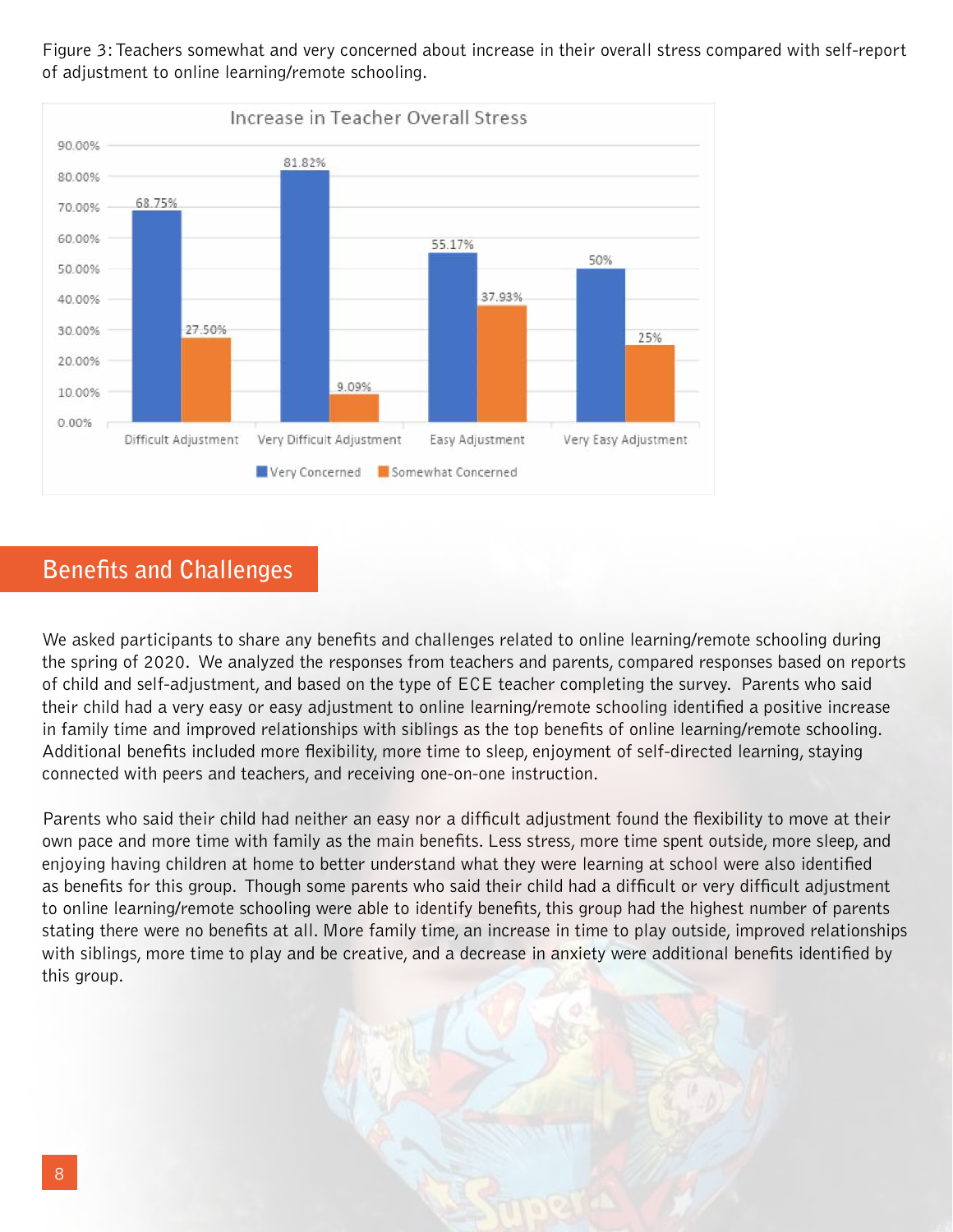Figure 3: Teachers somewhat and very concerned about increase in their overall stress compared with self-report of adjustment to online learning/remote schooling.

**Increase in Teacher Overall Stress**

| | Very Concerned | Somewhat Concerned |
|---|---|---|
| Difficult Adjustment | 68.75% | 27.50% |
| Very Difficult Adjustment | 81.82% | 9.09% |
| Easy Adjustment | 55.17% | 37.93% |
| Very Easy Adjustment | 50% | 25% |

## Benefits and Challenges

We asked participants to share any benefits and challenges related to online learning/remote schooling during the spring of 2020. We analyzed the responses from teachers and parents, compared responses based on reports of child and self-adjustment, and based on the type of ECE teacher completing the survey. Parents who said their child had a very easy or easy adjustment to online learning/remote schooling identified a positive increase in family time and improved relationships with siblings as the top benefits of online learning/remote schooling. Additional benefits included more flexibility, more time to sleep, enjoyment of self-directed learning, staying connected with peers and teachers, and receiving one-on-one instruction.

Parents who said their child had neither an easy nor a difficult adjustment found the flexibility to move at their own pace and more time with family as the main benefits. Less stress, more time spent outside, more sleep, and enjoying having children at home to better understand what they were learning at school were also identified as benefits for this group. Though some parents who said their child had a difficult or very difficult adjustment to online learning/remote schooling were able to identify benefits, this group had the highest number of parents stating there were no benefits at all. More family time, an increase in time to play outside, improved relationships with siblings, more time to play and be creative, and a decrease in anxiety were additional benefits identified by this group.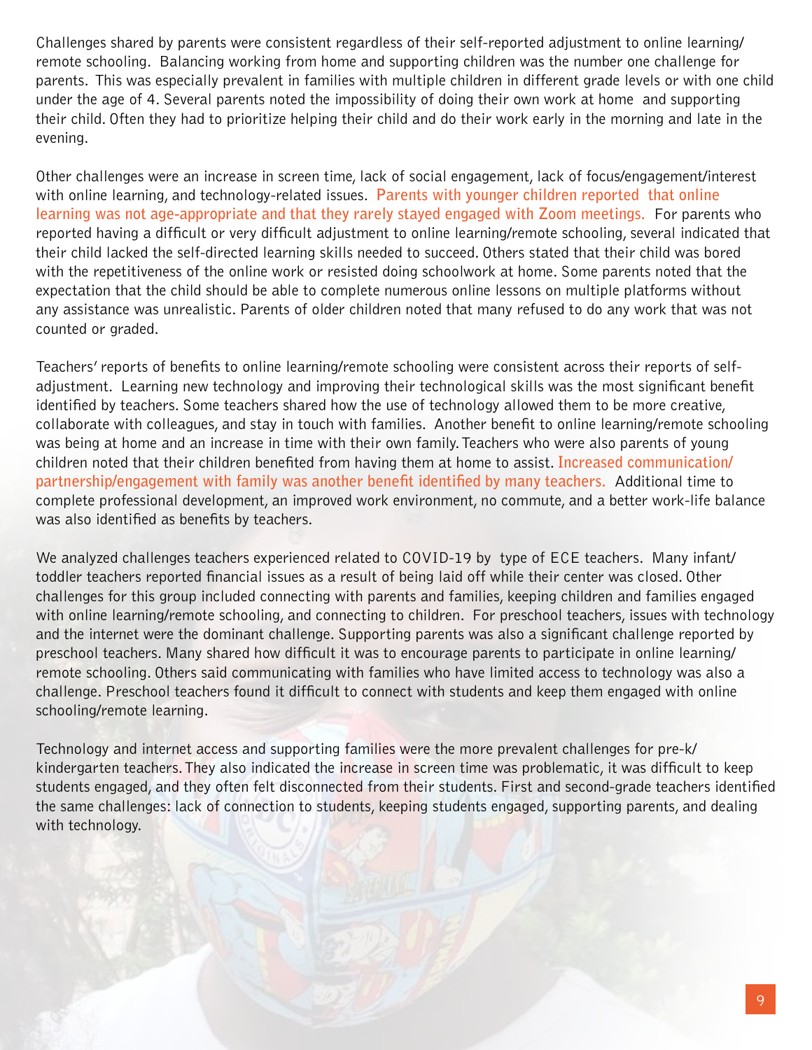Challenges shared by parents were consistent regardless of their self-reported adjustment to online learning/ remote schooling. Balancing working from home and supporting children was the number one challenge for parents. This was especially prevalent in families with multiple children in different grade levels or with one child under the age of 4. Several parents noted the impossibility of doing their own work at home and supporting their child. Often they had to prioritize helping their child and do their work early in the morning and late in the evening.

Other challenges were an increase in screen time, lack of social engagement, lack of focus/engagement/interest with online learning, and technology-related issues. **Parents with younger children reported that online learning was not age-appropriate and that they rarely stayed engaged with Zoom meetings.** For parents who reported having a difficult or very difficult adjustment to online learning/remote schooling, several indicated that their child lacked the self-directed learning skills needed to succeed. Others stated that their child was bored with the repetitiveness of the online work or resisted doing schoolwork at home. Some parents noted that the expectation that the child should be able to complete numerous online lessons on multiple platforms without any assistance was unrealistic. Parents of older children noted that many refused to do any work that was not counted or graded.

Teachers' reports of benefits to online learning/remote schooling were consistent across their reports of self-adjustment. Learning new technology and improving their technological skills was the most significant benefit identified by teachers. Some teachers shared how the use of technology allowed them to be more creative, collaborate with colleagues, and stay in touch with families. Another benefit to online learning/remote schooling was being at home and an increase in time with their own family. Teachers who were also parents of young children noted that their children benefited from having them at home to assist. **Increased communication/ partnership/engagement with family was another benefit identified by many teachers.** Additional time to complete professional development, an improved work environment, no commute, and a better work-life balance was also identified as benefits by teachers.

We analyzed challenges teachers experienced related to COVID-19 by type of ECE teachers. Many infant/ toddler teachers reported financial issues as a result of being laid off while their center was closed. Other challenges for this group included connecting with parents and families, keeping children and families engaged with online learning/remote schooling, and connecting to children. For preschool teachers, issues with technology and the internet were the dominant challenge. Supporting parents was also a significant challenge reported by preschool teachers. Many shared how difficult it was to encourage parents to participate in online learning/ remote schooling. Others said communicating with families who have limited access to technology was also a challenge. Preschool teachers found it difficult to connect with students and keep them engaged with online schooling/remote learning.

Technology and internet access and supporting families were the more prevalent challenges for pre-k/ kindergarten teachers. They also indicated the increase in screen time was problematic, it was difficult to keep students engaged, and they often felt disconnected from their students. First and second-grade teachers identified the same challenges: lack of connection to students, keeping students engaged, supporting parents, and dealing with technology.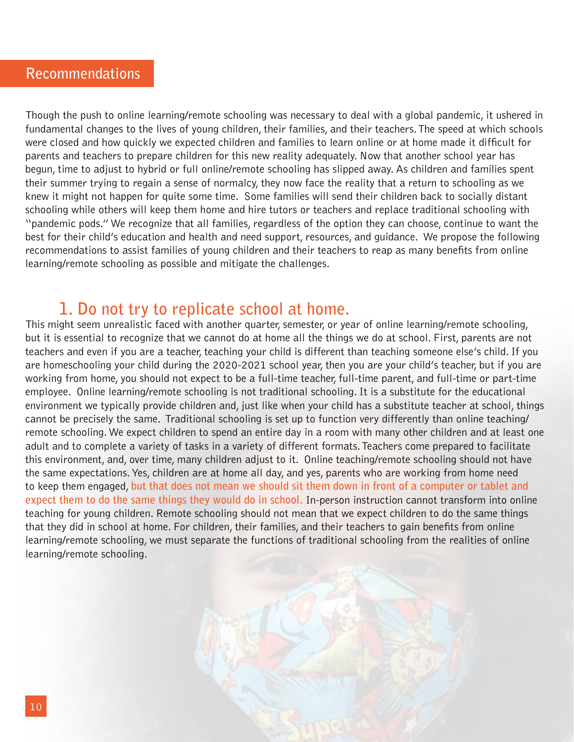## Recommendations

Though the push to online learning/remote schooling was necessary to deal with a global pandemic, it ushered in fundamental changes to the lives of young children, their families, and their teachers. The speed at which schools were closed and how quickly we expected children and families to learn online or at home made it difficult for parents and teachers to prepare children for this new reality adequately. Now that another school year has begun, time to adjust to hybrid or full online/remote schooling has slipped away. As children and families spent their summer trying to regain a sense of normalcy, they now face the reality that a return to schooling as we knew it might not happen for quite some time. Some families will send their children back to socially distant schooling while others will keep them home and hire tutors or teachers and replace traditional schooling with "pandemic pods." We recognize that all families, regardless of the option they can choose, continue to want the best for their child's education and health and need support, resources, and guidance. We propose the following recommendations to assist families of young children and their teachers to reap as many benefits from online learning/remote schooling as possible and mitigate the challenges.

### 1. Do not try to replicate school at home.

This might seem unrealistic faced with another quarter, semester, or year of online learning/remote schooling, but it is essential to recognize that we cannot do at home all the things we do at school. First, parents are not teachers and even if you are a teacher, teaching your child is different than teaching someone else's child. If you are homeschooling your child during the 2020-2021 school year, then you are your child's teacher, but if you are working from home, you should not expect to be a full-time teacher, full-time parent, and full-time or part-time employee. Online learning/remote schooling is not traditional schooling. It is a substitute for the educational environment we typically provide children and, just like when your child has a substitute teacher at school, things cannot be precisely the same. Traditional schooling is set up to function very differently than online teaching/remote schooling. We expect children to spend an entire day in a room with many other children and at least one adult and to complete a variety of tasks in a variety of different formats. Teachers come prepared to facilitate this environment, and, over time, many children adjust to it. Online teaching/remote schooling should not have the same expectations. Yes, children are at home all day, and yes, parents who are working from home need to keep them engaged, **but that does not mean we should sit them down in front of a computer or tablet and expect them to do the same things they would do in school.** In-person instruction cannot transform into online teaching for young children. Remote schooling should not mean that we expect children to do the same things that they did in school at home. For children, their families, and their teachers to gain benefits from online learning/remote schooling, we must separate the functions of traditional schooling from the realities of online learning/remote schooling.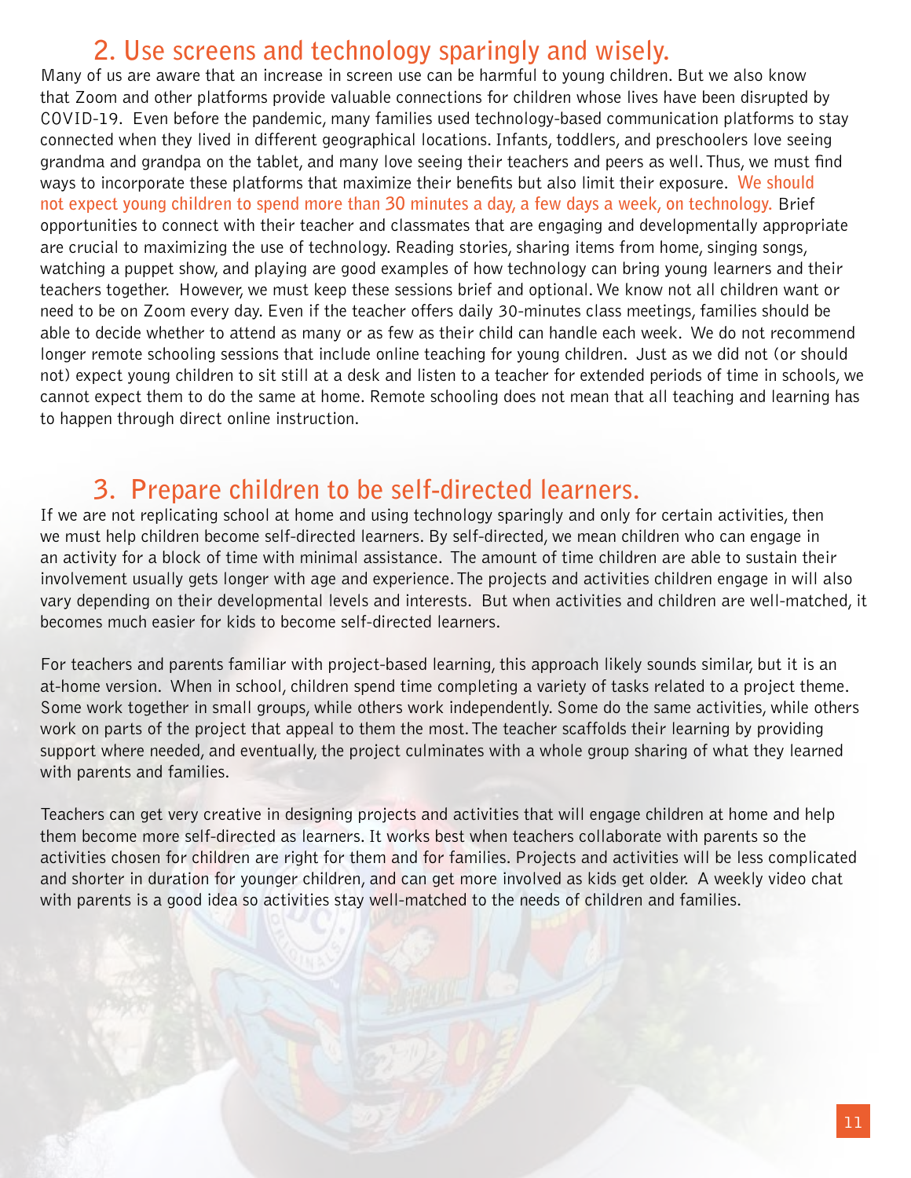## 2. Use screens and technology sparingly and wisely.

Many of us are aware that an increase in screen use can be harmful to young children. But we also know that Zoom and other platforms provide valuable connections for children whose lives have been disrupted by COVID-19. Even before the pandemic, many families used technology-based communication platforms to stay connected when they lived in different geographical locations. Infants, toddlers, and preschoolers love seeing grandma and grandpa on the tablet, and many love seeing their teachers and peers as well. Thus, we must find ways to incorporate these platforms that maximize their benefits but also limit their exposure. **We should not expect young children to spend more than 30 minutes a day, a few days a week, on technology.** Brief opportunities to connect with their teacher and classmates that are engaging and developmentally appropriate are crucial to maximizing the use of technology. Reading stories, sharing items from home, singing songs, watching a puppet show, and playing are good examples of how technology can bring young learners and their teachers together. However, we must keep these sessions brief and optional. We know not all children want or need to be on Zoom every day. Even if the teacher offers daily 30-minutes class meetings, families should be able to decide whether to attend as many or as few as their child can handle each week. We do not recommend longer remote schooling sessions that include online teaching for young children. Just as we did not (or should not) expect young children to sit still at a desk and listen to a teacher for extended periods of time in schools, we cannot expect them to do the same at home. Remote schooling does not mean that all teaching and learning has to happen through direct online instruction.

## 3. Prepare children to be self-directed learners.

If we are not replicating school at home and using technology sparingly and only for certain activities, then we must help children become self-directed learners. By self-directed, we mean children who can engage in an activity for a block of time with minimal assistance. The amount of time children are able to sustain their involvement usually gets longer with age and experience. The projects and activities children engage in will also vary depending on their developmental levels and interests. But when activities and children are well-matched, it becomes much easier for kids to become self-directed learners.

For teachers and parents familiar with project-based learning, this approach likely sounds similar, but it is an at-home version. When in school, children spend time completing a variety of tasks related to a project theme. Some work together in small groups, while others work independently. Some do the same activities, while others work on parts of the project that appeal to them the most. The teacher scaffolds their learning by providing support where needed, and eventually, the project culminates with a whole group sharing of what they learned with parents and families.

Teachers can get very creative in designing projects and activities that will engage children at home and help them become more self-directed as learners. It works best when teachers collaborate with parents so the activities chosen for children are right for them and for families. Projects and activities will be less complicated and shorter in duration for younger children, and can get more involved as kids get older. A weekly video chat with parents is a good idea so activities stay well-matched to the needs of children and families.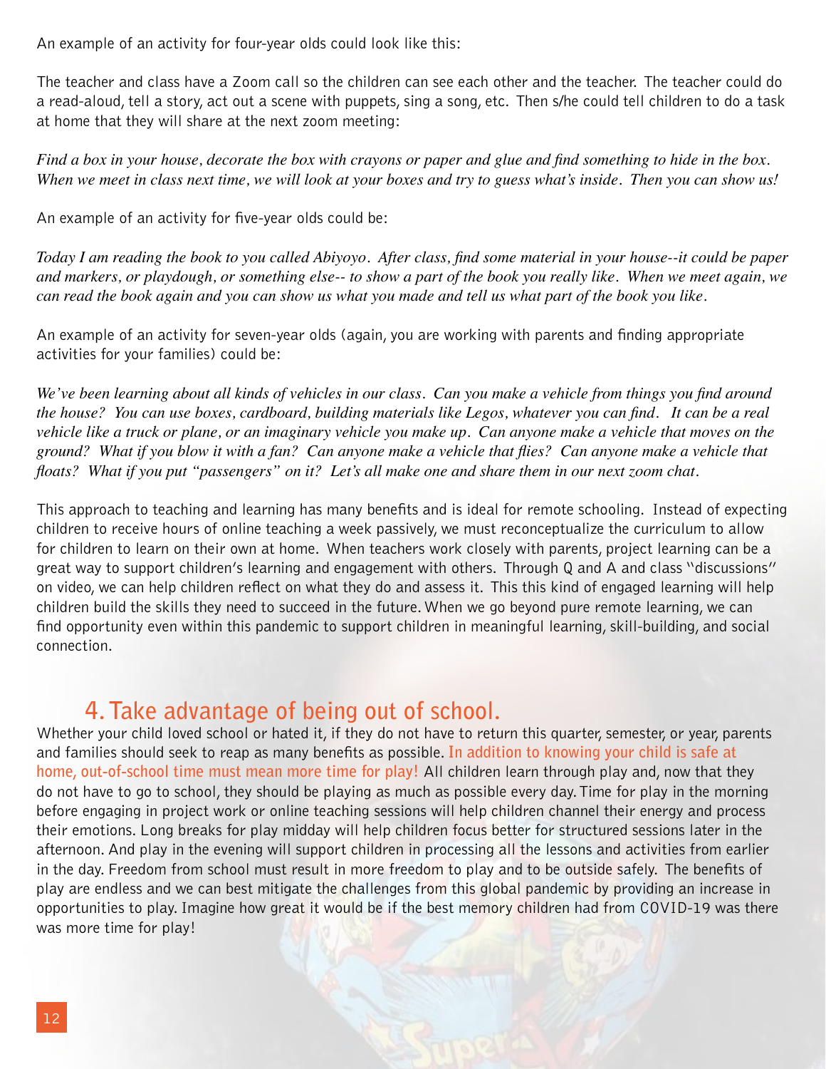An example of an activity for four-year olds could look like this:

The teacher and class have a Zoom call so the children can see each other and the teacher. The teacher could do a read-aloud, tell a story, act out a scene with puppets, sing a song, etc. Then s/he could tell children to do a task at home that they will share at the next zoom meeting:

*Find a box in your house, decorate the box with crayons or paper and glue and find something to hide in the box. When we meet in class next time, we will look at your boxes and try to guess what's inside. Then you can show us!*

An example of an activity for five-year olds could be:

*Today I am reading the book to you called Abiyoyo. After class, find some material in your house--it could be paper and markers, or playdough, or something else-- to show a part of the book you really like. When we meet again, we can read the book again and you can show us what you made and tell us what part of the book you like.*

An example of an activity for seven-year olds (again, you are working with parents and finding appropriate activities for your families) could be:

*We've been learning about all kinds of vehicles in our class. Can you make a vehicle from things you find around the house? You can use boxes, cardboard, building materials like Legos, whatever you can find. It can be a real vehicle like a truck or plane, or an imaginary vehicle you make up. Can anyone make a vehicle that moves on the ground? What if you blow it with a fan? Can anyone make a vehicle that flies? Can anyone make a vehicle that floats? What if you put "passengers" on it? Let's all make one and share them in our next zoom chat.*

This approach to teaching and learning has many benefits and is ideal for remote schooling. Instead of expecting children to receive hours of online teaching a week passively, we must reconceptualize the curriculum to allow for children to learn on their own at home. When teachers work closely with parents, project learning can be a great way to support children's learning and engagement with others. Through Q and A and class "discussions" on video, we can help children reflect on what they do and assess it. This this kind of engaged learning will help children build the skills they need to succeed in the future. When we go beyond pure remote learning, we can find opportunity even within this pandemic to support children in meaningful learning, skill-building, and social connection.

## 4. Take advantage of being out of school.

Whether your child loved school or hated it, if they do not have to return this quarter, semester, or year, parents and families should seek to reap as many benefits as possible. **In addition to knowing your child is safe at home, out-of-school time must mean more time for play!** All children learn through play and, now that they do not have to go to school, they should be playing as much as possible every day. Time for play in the morning before engaging in project work or online teaching sessions will help children channel their energy and process their emotions. Long breaks for play midday will help children focus better for structured sessions later in the afternoon. And play in the evening will support children in processing all the lessons and activities from earlier in the day. Freedom from school must result in more freedom to play and to be outside safely. The benefits of play are endless and we can best mitigate the challenges from this global pandemic by providing an increase in opportunities to play. Imagine how great it would be if the best memory children had from COVID-19 was there was more time for play!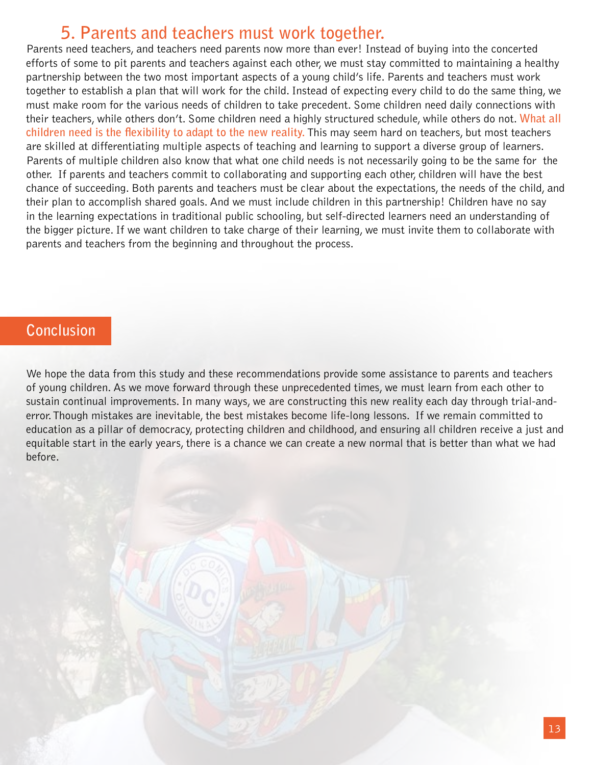## 5. Parents and teachers must work together.

Parents need teachers, and teachers need parents now more than ever! Instead of buying into the concerted efforts of some to pit parents and teachers against each other, we must stay committed to maintaining a healthy partnership between the two most important aspects of a young child's life. Parents and teachers must work together to establish a plan that will work for the child. Instead of expecting every child to do the same thing, we must make room for the various needs of children to take precedent. Some children need daily connections with their teachers, while others don't. Some children need a highly structured schedule, while others do not. **What all children need is the flexibility to adapt to the new reality.** This may seem hard on teachers, but most teachers are skilled at differentiating multiple aspects of teaching and learning to support a diverse group of learners. Parents of multiple children also know that what one child needs is not necessarily going to be the same for the other. If parents and teachers commit to collaborating and supporting each other, children will have the best chance of succeeding. Both parents and teachers must be clear about the expectations, the needs of the child, and their plan to accomplish shared goals. And we must include children in this partnership! Children have no say in the learning expectations in traditional public schooling, but self-directed learners need an understanding of the bigger picture. If we want children to take charge of their learning, we must invite them to collaborate with parents and teachers from the beginning and throughout the process.

## Conclusion

We hope the data from this study and these recommendations provide some assistance to parents and teachers of young children. As we move forward through these unprecedented times, we must learn from each other to sustain continual improvements. In many ways, we are constructing this new reality each day through trial-and-error. Though mistakes are inevitable, the best mistakes become life-long lessons. If we remain committed to education as a pillar of democracy, protecting children and childhood, and ensuring all children receive a just and equitable start in the early years, there is a chance we can create a new normal that is better than what we had before.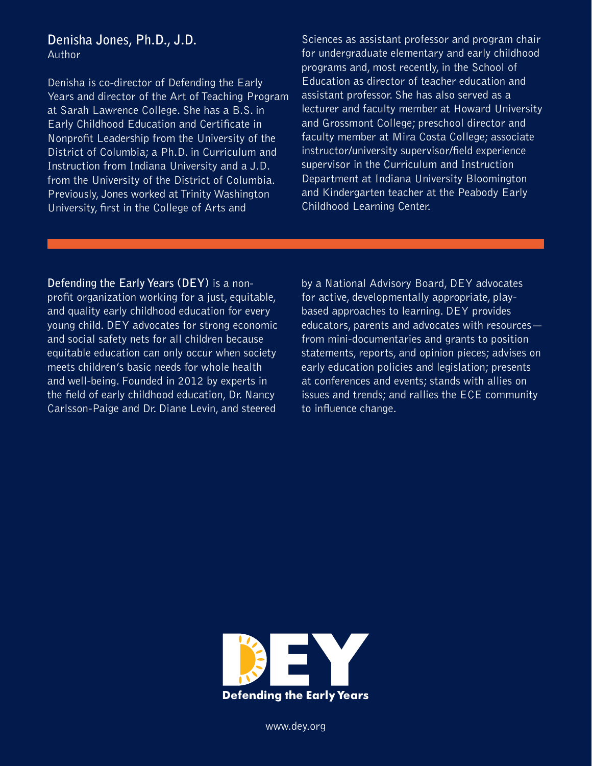## Denisha Jones, Ph.D., J.D.

Author

Denisha is co-director of Defending the Early Years and director of the Art of Teaching Program at Sarah Lawrence College. She has a B.S. in Early Childhood Education and Certificate in Nonprofit Leadership from the University of the District of Columbia; a Ph.D. in Curriculum and Instruction from Indiana University and a J.D. from the University of the District of Columbia. Previously, Jones worked at Trinity Washington University, first in the College of Arts and Sciences as assistant professor and program chair for undergraduate elementary and early childhood programs and, most recently, in the School of Education as director of teacher education and assistant professor. She has also served as a lecturer and faculty member at Howard University and Grossmont College; preschool director and faculty member at Mira Costa College; associate instructor/university supervisor/field experience supervisor in the Curriculum and Instruction Department at Indiana University Bloomington and Kindergarten teacher at the Peabody Early Childhood Learning Center.

---

**Defending the Early Years (DEY)** is a non-profit organization working for a just, equitable, and quality early childhood education for every young child. DEY advocates for strong economic and social safety nets for all children because equitable education can only occur when society meets children's basic needs for whole health and well-being. Founded in 2012 by experts in the field of early childhood education, Dr. Nancy Carlsson-Paige and Dr. Diane Levin, and steered by a National Advisory Board, DEY advocates for active, developmentally appropriate, play-based approaches to learning. DEY provides educators, parents and advocates with resources—from mini-documentaries and grants to position statements, reports, and opinion pieces; advises on early education policies and legislation; presents at conferences and events; stands with allies on issues and trends; and rallies the ECE community to influence change.

DEY

Defending the Early Years

www.dey.org